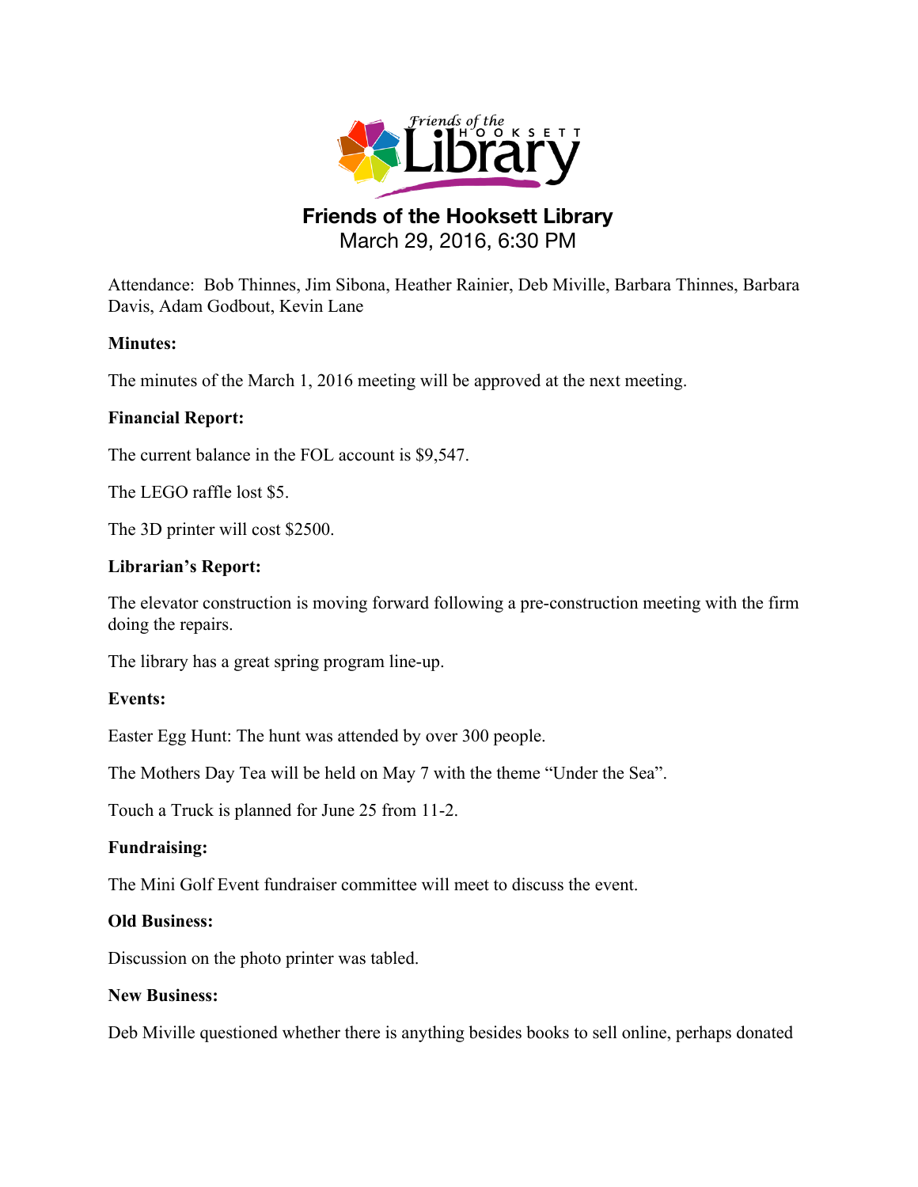# Friends of the Hooksett Library

March 29, 2016, 6:30 PM

Attendance: Bob Thinnes, Jim Sibona, Heather Rainier, Deb Miville, Barbara Thinnes, Barbara Davis, Adam Godbout, Kevin Lane

**Minutes:**

The minutes of the March 1, 2016 meeting will be approved at the next meeting.

**Financial Report:**

The current balance in the FOL account is $9,547.

The LEGO raffle lost $5.

The 3D printer will cost $2500.

**Librarian's Report:**

The elevator construction is moving forward following a pre-construction meeting with the firm doing the repairs.

The library has a great spring program line-up.

**Events:**

Easter Egg Hunt: The hunt was attended by over 300 people.

The Mothers Day Tea will be held on May 7 with the theme "Under the Sea".

Touch a Truck is planned for June 25 from 11-2.

**Fundraising:**

The Mini Golf Event fundraiser committee will meet to discuss the event.

**Old Business:**

Discussion on the photo printer was tabled.

**New Business:**

Deb Miville questioned whether there is anything besides books to sell online, perhaps donated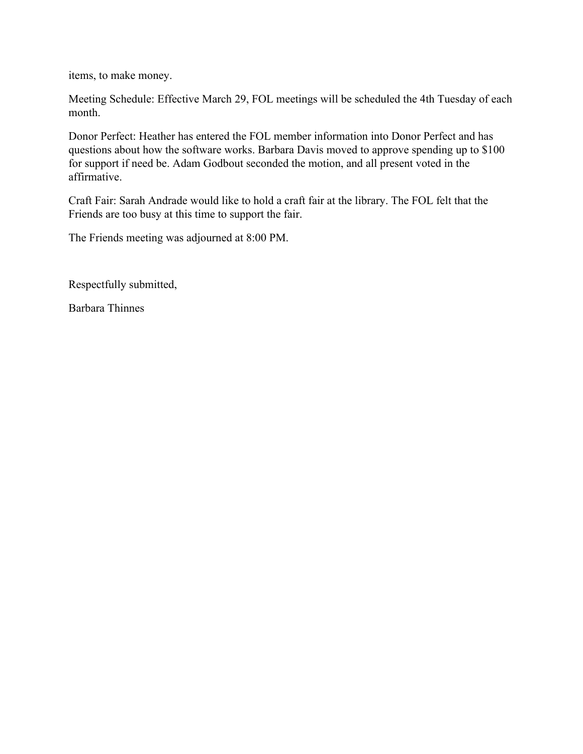items, to make money.

Meeting Schedule: Effective March 29, FOL meetings will be scheduled the 4th Tuesday of each month.

Donor Perfect: Heather has entered the FOL member information into Donor Perfect and has questions about how the software works. Barbara Davis moved to approve spending up to $100 for support if need be. Adam Godbout seconded the motion, and all present voted in the affirmative.

Craft Fair: Sarah Andrade would like to hold a craft fair at the library. The FOL felt that the Friends are too busy at this time to support the fair.

The Friends meeting was adjourned at 8:00 PM.

Respectfully submitted,

Barbara Thinnes